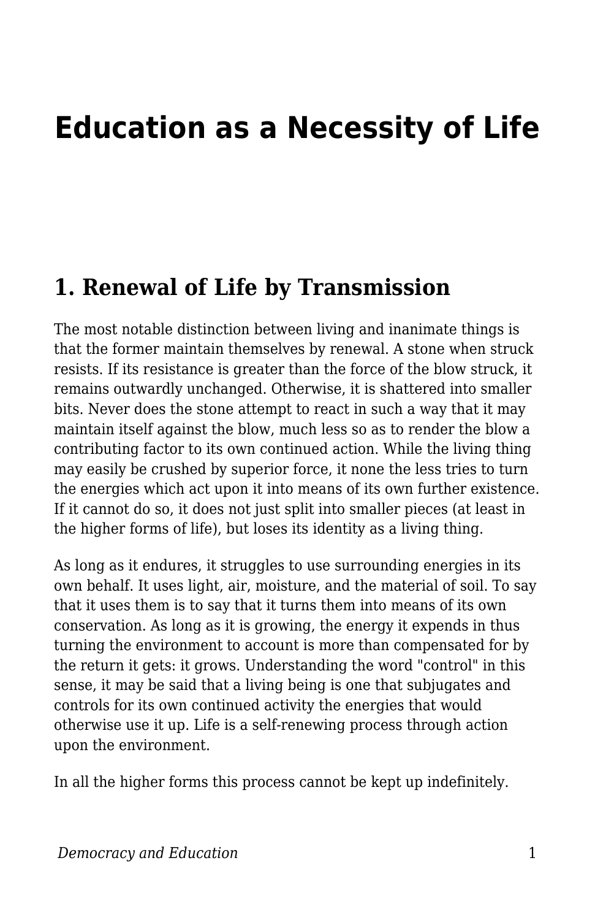# Education as a Necessity of Life

## 1. Renewal of Life by Transmission

The most notable distinction between living and inanimate things is that the former maintain themselves by renewal. A stone when struck resists. If its resistance is greater than the force of the blow struck, it remains outwardly unchanged. Otherwise, it is shattered into smaller bits. Never does the stone attempt to react in such a way that it may maintain itself against the blow, much less so as to render the blow a contributing factor to its own continued action. While the living thing may easily be crushed by superior force, it none the less tries to turn the energies which act upon it into means of its own further existence. If it cannot do so, it does not just split into smaller pieces (at least in the higher forms of life), but loses its identity as a living thing.

As long as it endures, it struggles to use surrounding energies in its own behalf. It uses light, air, moisture, and the material of soil. To say that it uses them is to say that it turns them into means of its own conservation. As long as it is growing, the energy it expends in thus turning the environment to account is more than compensated for by the return it gets: it grows. Understanding the word "control" in this sense, it may be said that a living being is one that subjugates and controls for its own continued activity the energies that would otherwise use it up. Life is a self-renewing process through action upon the environment.

In all the higher forms this process cannot be kept up indefinitely.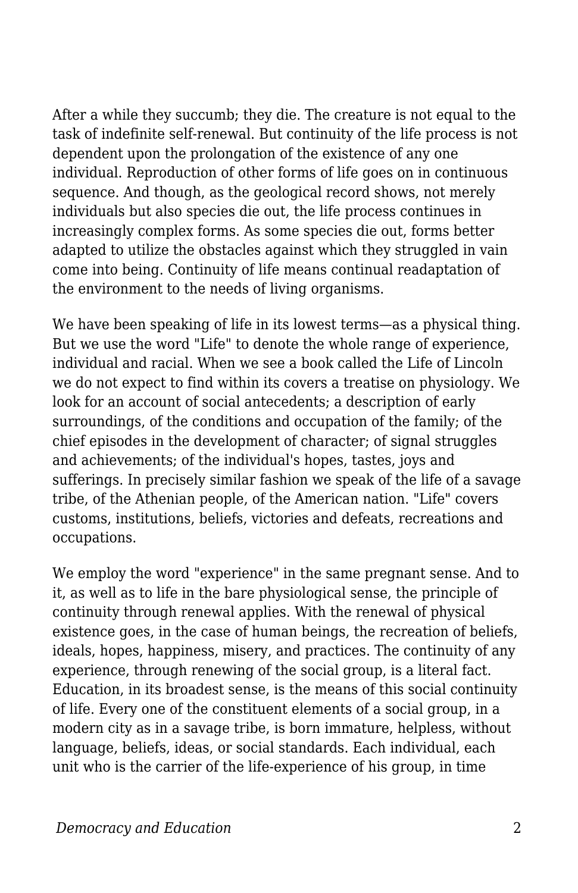After a while they succumb; they die. The creature is not equal to the task of indefinite self-renewal. But continuity of the life process is not dependent upon the prolongation of the existence of any one individual. Reproduction of other forms of life goes on in continuous sequence. And though, as the geological record shows, not merely individuals but also species die out, the life process continues in increasingly complex forms. As some species die out, forms better adapted to utilize the obstacles against which they struggled in vain come into being. Continuity of life means continual readaptation of the environment to the needs of living organisms.

We have been speaking of life in its lowest terms—as a physical thing. But we use the word "Life" to denote the whole range of experience, individual and racial. When we see a book called the Life of Lincoln we do not expect to find within its covers a treatise on physiology. We look for an account of social antecedents; a description of early surroundings, of the conditions and occupation of the family; of the chief episodes in the development of character; of signal struggles and achievements; of the individual's hopes, tastes, joys and sufferings. In precisely similar fashion we speak of the life of a savage tribe, of the Athenian people, of the American nation. "Life" covers customs, institutions, beliefs, victories and defeats, recreations and occupations.

We employ the word "experience" in the same pregnant sense. And to it, as well as to life in the bare physiological sense, the principle of continuity through renewal applies. With the renewal of physical existence goes, in the case of human beings, the recreation of beliefs, ideals, hopes, happiness, misery, and practices. The continuity of any experience, through renewing of the social group, is a literal fact. Education, in its broadest sense, is the means of this social continuity of life. Every one of the constituent elements of a social group, in a modern city as in a savage tribe, is born immature, helpless, without language, beliefs, ideas, or social standards. Each individual, each unit who is the carrier of the life-experience of his group, in time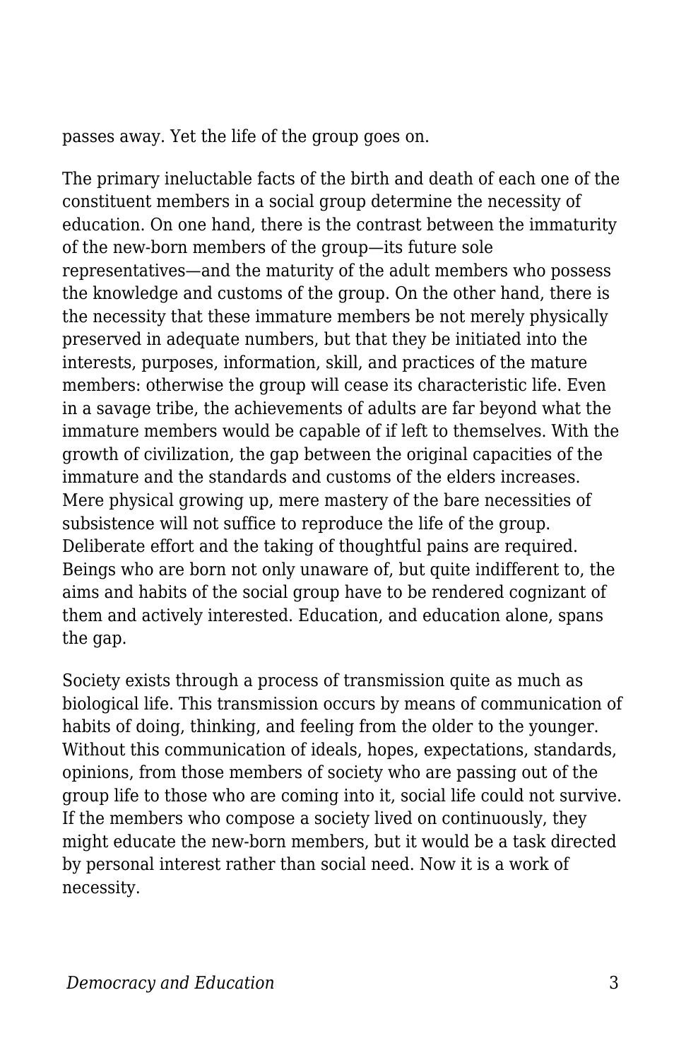passes away. Yet the life of the group goes on.

The primary ineluctable facts of the birth and death of each one of the constituent members in a social group determine the necessity of education. On one hand, there is the contrast between the immaturity of the new-born members of the group—its future sole representatives—and the maturity of the adult members who possess the knowledge and customs of the group. On the other hand, there is the necessity that these immature members be not merely physically preserved in adequate numbers, but that they be initiated into the interests, purposes, information, skill, and practices of the mature members: otherwise the group will cease its characteristic life. Even in a savage tribe, the achievements of adults are far beyond what the immature members would be capable of if left to themselves. With the growth of civilization, the gap between the original capacities of the immature and the standards and customs of the elders increases. Mere physical growing up, mere mastery of the bare necessities of subsistence will not suffice to reproduce the life of the group. Deliberate effort and the taking of thoughtful pains are required. Beings who are born not only unaware of, but quite indifferent to, the aims and habits of the social group have to be rendered cognizant of them and actively interested. Education, and education alone, spans the gap.

Society exists through a process of transmission quite as much as biological life. This transmission occurs by means of communication of habits of doing, thinking, and feeling from the older to the younger. Without this communication of ideals, hopes, expectations, standards, opinions, from those members of society who are passing out of the group life to those who are coming into it, social life could not survive. If the members who compose a society lived on continuously, they might educate the new-born members, but it would be a task directed by personal interest rather than social need. Now it is a work of necessity.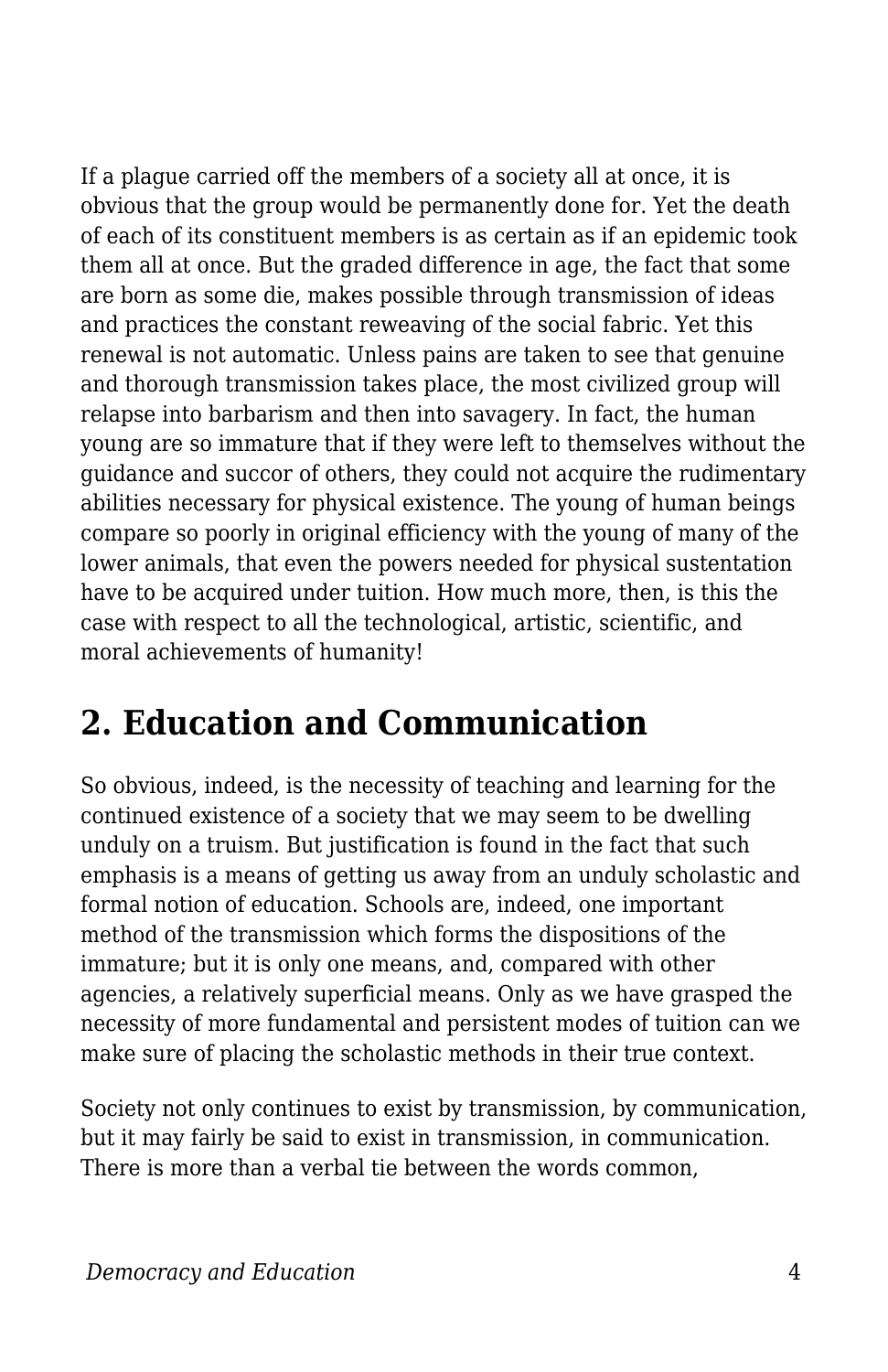If a plague carried off the members of a society all at once, it is obvious that the group would be permanently done for. Yet the death of each of its constituent members is as certain as if an epidemic took them all at once. But the graded difference in age, the fact that some are born as some die, makes possible through transmission of ideas and practices the constant reweaving of the social fabric. Yet this renewal is not automatic. Unless pains are taken to see that genuine and thorough transmission takes place, the most civilized group will relapse into barbarism and then into savagery. In fact, the human young are so immature that if they were left to themselves without the guidance and succor of others, they could not acquire the rudimentary abilities necessary for physical existence. The young of human beings compare so poorly in original efficiency with the young of many of the lower animals, that even the powers needed for physical sustentation have to be acquired under tuition. How much more, then, is this the case with respect to all the technological, artistic, scientific, and moral achievements of humanity!

## 2. Education and Communication

So obvious, indeed, is the necessity of teaching and learning for the continued existence of a society that we may seem to be dwelling unduly on a truism. But justification is found in the fact that such emphasis is a means of getting us away from an unduly scholastic and formal notion of education. Schools are, indeed, one important method of the transmission which forms the dispositions of the immature; but it is only one means, and, compared with other agencies, a relatively superficial means. Only as we have grasped the necessity of more fundamental and persistent modes of tuition can we make sure of placing the scholastic methods in their true context.

Society not only continues to exist by transmission, by communication, but it may fairly be said to exist in transmission, in communication. There is more than a verbal tie between the words common,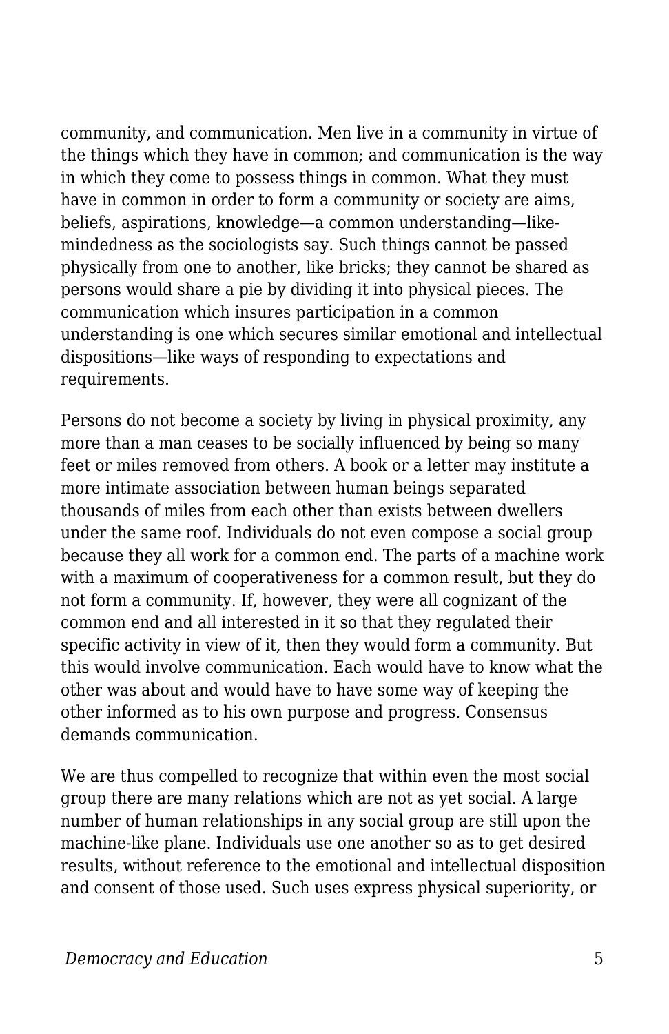community, and communication. Men live in a community in virtue of the things which they have in common; and communication is the way in which they come to possess things in common. What they must have in common in order to form a community or society are aims, beliefs, aspirations, knowledge—a common understanding—like-mindedness as the sociologists say. Such things cannot be passed physically from one to another, like bricks; they cannot be shared as persons would share a pie by dividing it into physical pieces. The communication which insures participation in a common understanding is one which secures similar emotional and intellectual dispositions—like ways of responding to expectations and requirements.

Persons do not become a society by living in physical proximity, any more than a man ceases to be socially influenced by being so many feet or miles removed from others. A book or a letter may institute a more intimate association between human beings separated thousands of miles from each other than exists between dwellers under the same roof. Individuals do not even compose a social group because they all work for a common end. The parts of a machine work with a maximum of cooperativeness for a common result, but they do not form a community. If, however, they were all cognizant of the common end and all interested in it so that they regulated their specific activity in view of it, then they would form a community. But this would involve communication. Each would have to know what the other was about and would have to have some way of keeping the other informed as to his own purpose and progress. Consensus demands communication.

We are thus compelled to recognize that within even the most social group there are many relations which are not as yet social. A large number of human relationships in any social group are still upon the machine-like plane. Individuals use one another so as to get desired results, without reference to the emotional and intellectual disposition and consent of those used. Such uses express physical superiority, or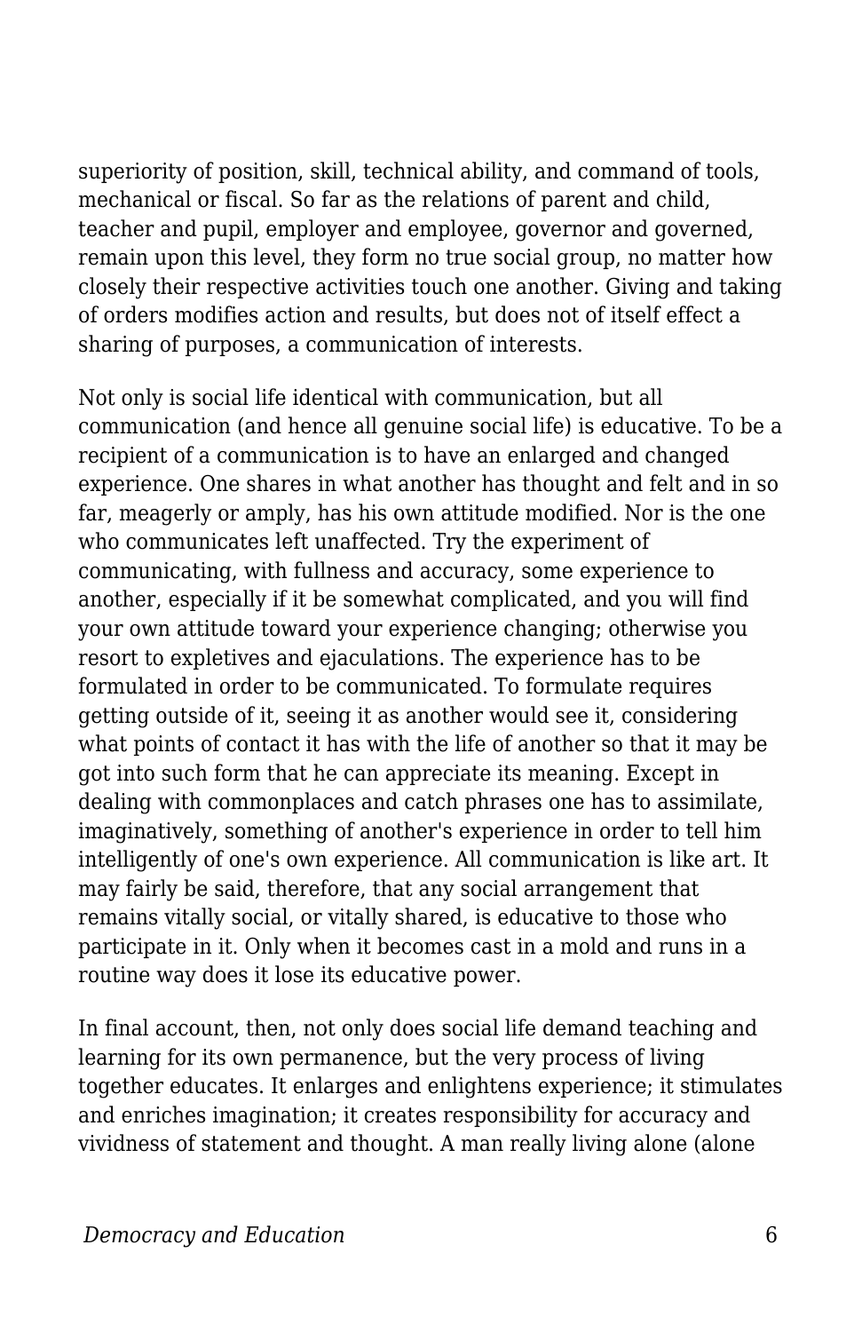superiority of position, skill, technical ability, and command of tools, mechanical or fiscal. So far as the relations of parent and child, teacher and pupil, employer and employee, governor and governed, remain upon this level, they form no true social group, no matter how closely their respective activities touch one another. Giving and taking of orders modifies action and results, but does not of itself effect a sharing of purposes, a communication of interests.

Not only is social life identical with communication, but all communication (and hence all genuine social life) is educative. To be a recipient of a communication is to have an enlarged and changed experience. One shares in what another has thought and felt and in so far, meagerly or amply, has his own attitude modified. Nor is the one who communicates left unaffected. Try the experiment of communicating, with fullness and accuracy, some experience to another, especially if it be somewhat complicated, and you will find your own attitude toward your experience changing; otherwise you resort to expletives and ejaculations. The experience has to be formulated in order to be communicated. To formulate requires getting outside of it, seeing it as another would see it, considering what points of contact it has with the life of another so that it may be got into such form that he can appreciate its meaning. Except in dealing with commonplaces and catch phrases one has to assimilate, imaginatively, something of another's experience in order to tell him intelligently of one's own experience. All communication is like art. It may fairly be said, therefore, that any social arrangement that remains vitally social, or vitally shared, is educative to those who participate in it. Only when it becomes cast in a mold and runs in a routine way does it lose its educative power.

In final account, then, not only does social life demand teaching and learning for its own permanence, but the very process of living together educates. It enlarges and enlightens experience; it stimulates and enriches imagination; it creates responsibility for accuracy and vividness of statement and thought. A man really living alone (alone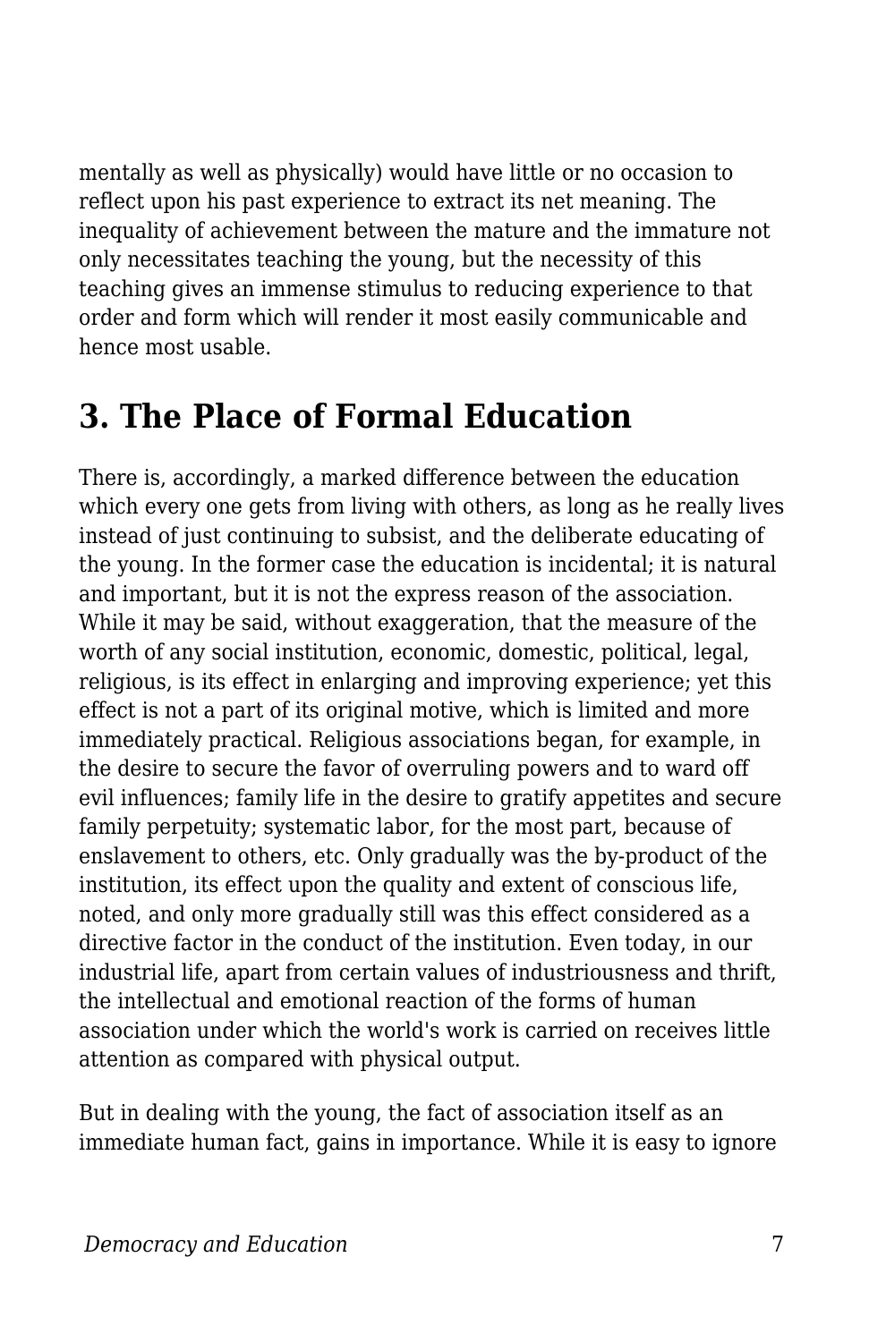mentally as well as physically) would have little or no occasion to reflect upon his past experience to extract its net meaning. The inequality of achievement between the mature and the immature not only necessitates teaching the young, but the necessity of this teaching gives an immense stimulus to reducing experience to that order and form which will render it most easily communicable and hence most usable.

## 3. The Place of Formal Education

There is, accordingly, a marked difference between the education which every one gets from living with others, as long as he really lives instead of just continuing to subsist, and the deliberate educating of the young. In the former case the education is incidental; it is natural and important, but it is not the express reason of the association. While it may be said, without exaggeration, that the measure of the worth of any social institution, economic, domestic, political, legal, religious, is its effect in enlarging and improving experience; yet this effect is not a part of its original motive, which is limited and more immediately practical. Religious associations began, for example, in the desire to secure the favor of overruling powers and to ward off evil influences; family life in the desire to gratify appetites and secure family perpetuity; systematic labor, for the most part, because of enslavement to others, etc. Only gradually was the by-product of the institution, its effect upon the quality and extent of conscious life, noted, and only more gradually still was this effect considered as a directive factor in the conduct of the institution. Even today, in our industrial life, apart from certain values of industriousness and thrift, the intellectual and emotional reaction of the forms of human association under which the world's work is carried on receives little attention as compared with physical output.

But in dealing with the young, the fact of association itself as an immediate human fact, gains in importance. While it is easy to ignore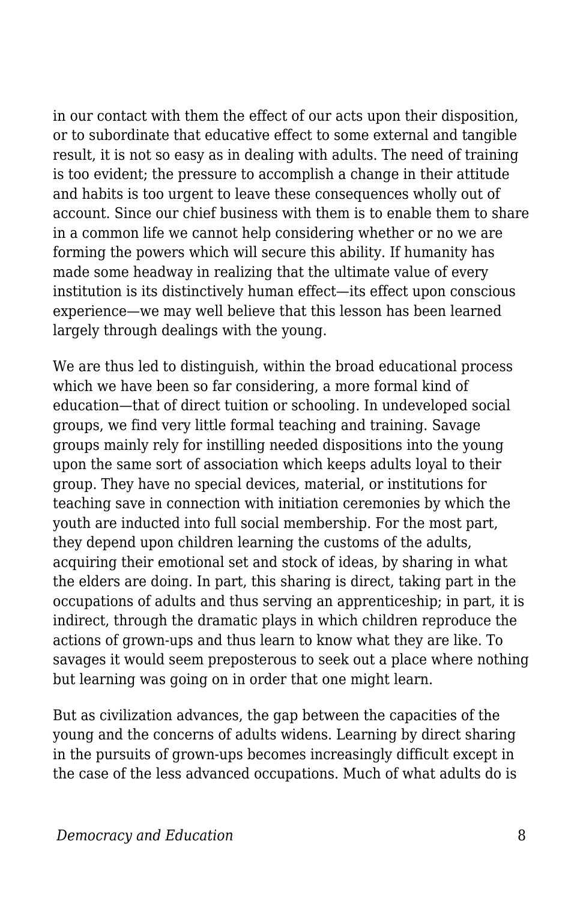in our contact with them the effect of our acts upon their disposition, or to subordinate that educative effect to some external and tangible result, it is not so easy as in dealing with adults. The need of training is too evident; the pressure to accomplish a change in their attitude and habits is too urgent to leave these consequences wholly out of account. Since our chief business with them is to enable them to share in a common life we cannot help considering whether or no we are forming the powers which will secure this ability. If humanity has made some headway in realizing that the ultimate value of every institution is its distinctively human effect—its effect upon conscious experience—we may well believe that this lesson has been learned largely through dealings with the young.

We are thus led to distinguish, within the broad educational process which we have been so far considering, a more formal kind of education—that of direct tuition or schooling. In undeveloped social groups, we find very little formal teaching and training. Savage groups mainly rely for instilling needed dispositions into the young upon the same sort of association which keeps adults loyal to their group. They have no special devices, material, or institutions for teaching save in connection with initiation ceremonies by which the youth are inducted into full social membership. For the most part, they depend upon children learning the customs of the adults, acquiring their emotional set and stock of ideas, by sharing in what the elders are doing. In part, this sharing is direct, taking part in the occupations of adults and thus serving an apprenticeship; in part, it is indirect, through the dramatic plays in which children reproduce the actions of grown-ups and thus learn to know what they are like. To savages it would seem preposterous to seek out a place where nothing but learning was going on in order that one might learn.

But as civilization advances, the gap between the capacities of the young and the concerns of adults widens. Learning by direct sharing in the pursuits of grown-ups becomes increasingly difficult except in the case of the less advanced occupations. Much of what adults do is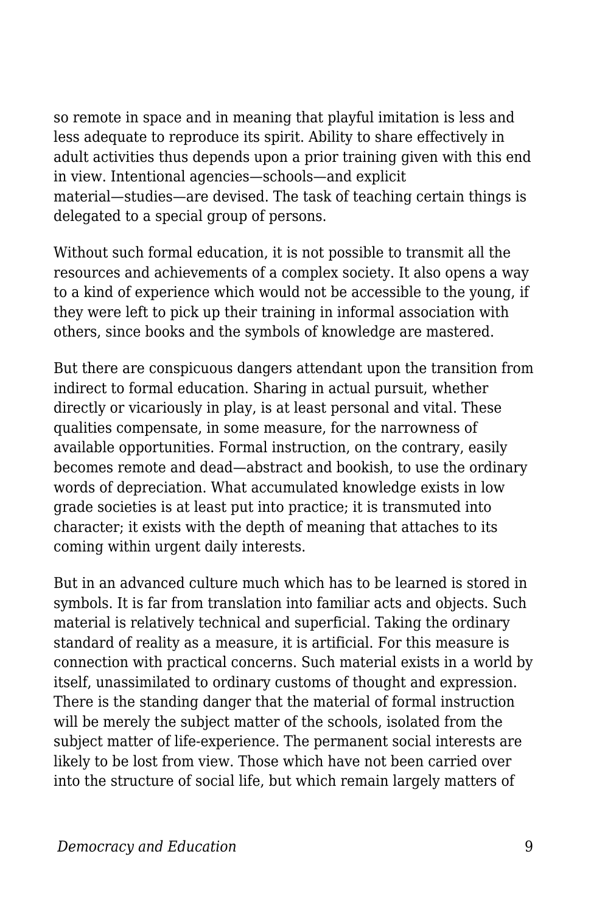so remote in space and in meaning that playful imitation is less and less adequate to reproduce its spirit. Ability to share effectively in adult activities thus depends upon a prior training given with this end in view. Intentional agencies—schools—and explicit material—studies—are devised. The task of teaching certain things is delegated to a special group of persons.

Without such formal education, it is not possible to transmit all the resources and achievements of a complex society. It also opens a way to a kind of experience which would not be accessible to the young, if they were left to pick up their training in informal association with others, since books and the symbols of knowledge are mastered.

But there are conspicuous dangers attendant upon the transition from indirect to formal education. Sharing in actual pursuit, whether directly or vicariously in play, is at least personal and vital. These qualities compensate, in some measure, for the narrowness of available opportunities. Formal instruction, on the contrary, easily becomes remote and dead—abstract and bookish, to use the ordinary words of depreciation. What accumulated knowledge exists in low grade societies is at least put into practice; it is transmuted into character; it exists with the depth of meaning that attaches to its coming within urgent daily interests.

But in an advanced culture much which has to be learned is stored in symbols. It is far from translation into familiar acts and objects. Such material is relatively technical and superficial. Taking the ordinary standard of reality as a measure, it is artificial. For this measure is connection with practical concerns. Such material exists in a world by itself, unassimilated to ordinary customs of thought and expression. There is the standing danger that the material of formal instruction will be merely the subject matter of the schools, isolated from the subject matter of life-experience. The permanent social interests are likely to be lost from view. Those which have not been carried over into the structure of social life, but which remain largely matters of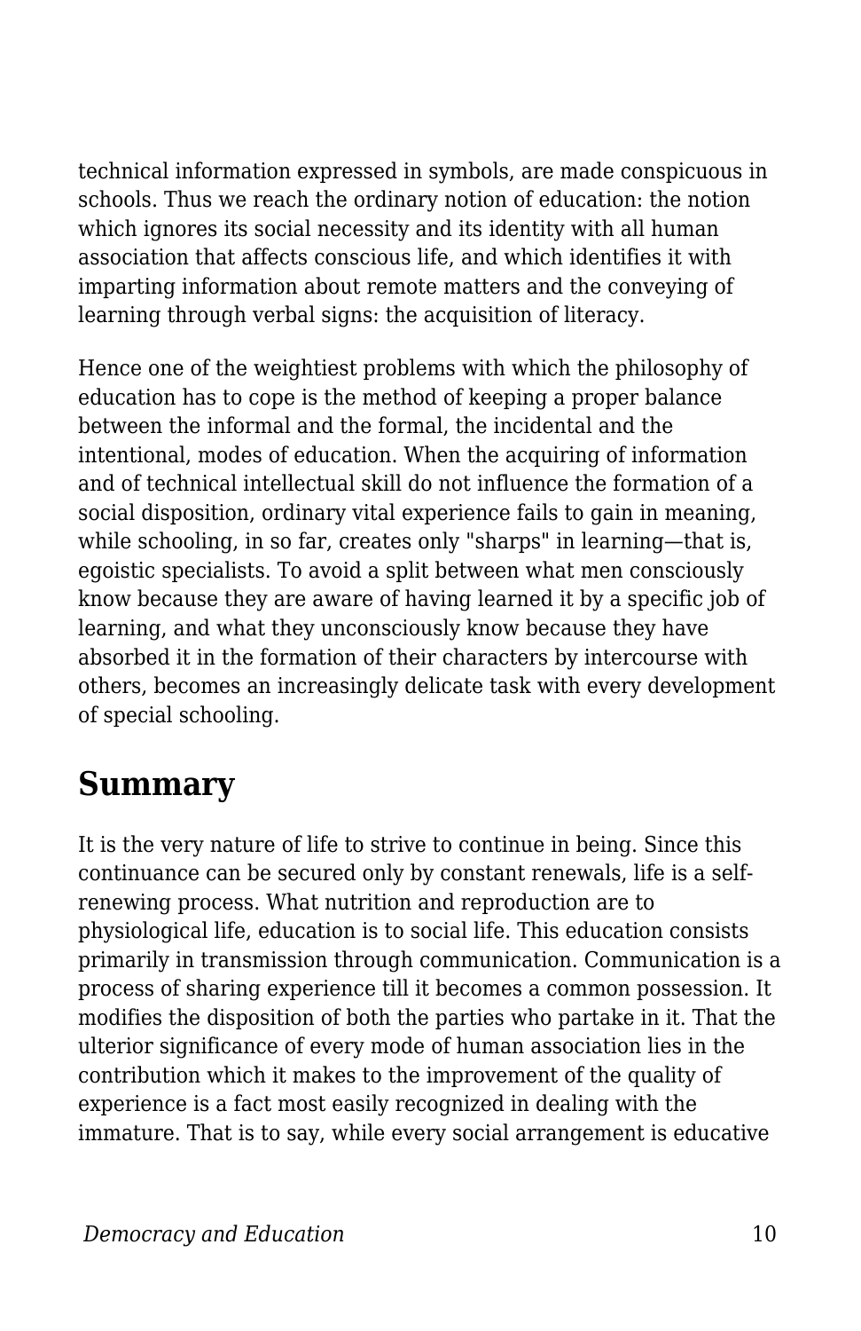technical information expressed in symbols, are made conspicuous in schools. Thus we reach the ordinary notion of education: the notion which ignores its social necessity and its identity with all human association that affects conscious life, and which identifies it with imparting information about remote matters and the conveying of learning through verbal signs: the acquisition of literacy.

Hence one of the weightiest problems with which the philosophy of education has to cope is the method of keeping a proper balance between the informal and the formal, the incidental and the intentional, modes of education. When the acquiring of information and of technical intellectual skill do not influence the formation of a social disposition, ordinary vital experience fails to gain in meaning, while schooling, in so far, creates only "sharps" in learning—that is, egoistic specialists. To avoid a split between what men consciously know because they are aware of having learned it by a specific job of learning, and what they unconsciously know because they have absorbed it in the formation of their characters by intercourse with others, becomes an increasingly delicate task with every development of special schooling.

## Summary

It is the very nature of life to strive to continue in being. Since this continuance can be secured only by constant renewals, life is a self-renewing process. What nutrition and reproduction are to physiological life, education is to social life. This education consists primarily in transmission through communication. Communication is a process of sharing experience till it becomes a common possession. It modifies the disposition of both the parties who partake in it. That the ulterior significance of every mode of human association lies in the contribution which it makes to the improvement of the quality of experience is a fact most easily recognized in dealing with the immature. That is to say, while every social arrangement is educative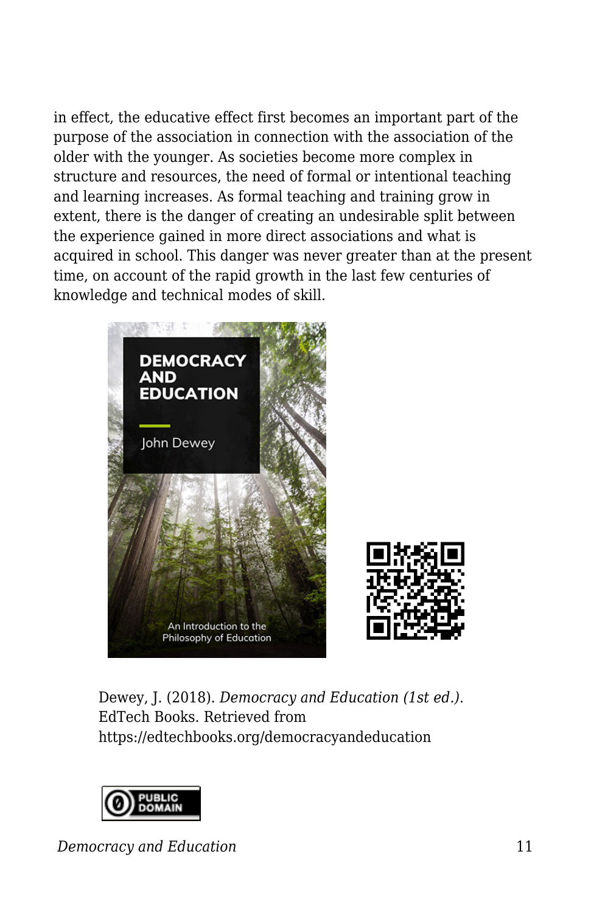in effect, the educative effect first becomes an important part of the purpose of the association in connection with the association of the older with the younger. As societies become more complex in structure and resources, the need of formal or intentional teaching and learning increases. As formal teaching and training grow in extent, there is the danger of creating an undesirable split between the experience gained in more direct associations and what is acquired in school. This danger was never greater than at the present time, on account of the rapid growth in the last few centuries of knowledge and technical modes of skill.

Dewey, J. (2018). *Democracy and Education (1st ed.)*. EdTech Books. Retrieved from https://edtechbooks.org/democracyandeducation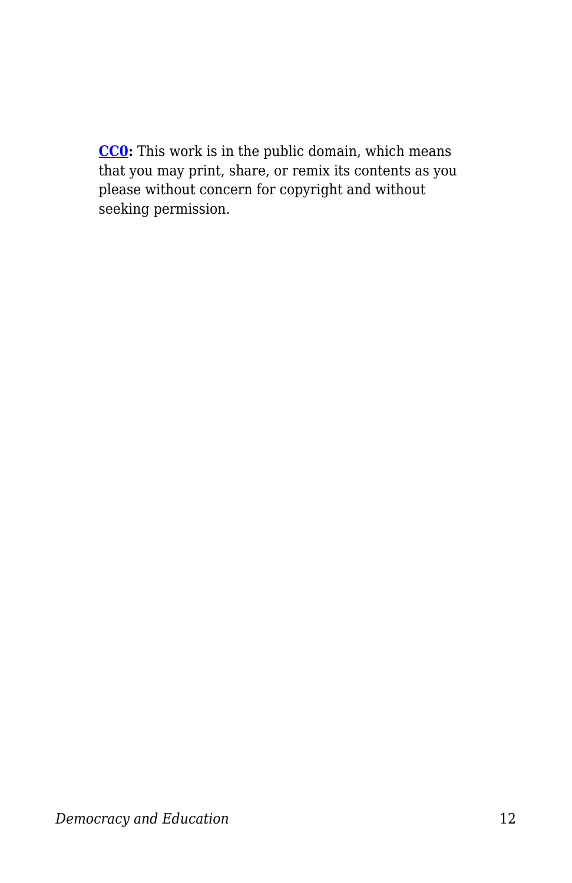**CC0:** This work is in the public domain, which means that you may print, share, or remix its contents as you please without concern for copyright and without seeking permission.